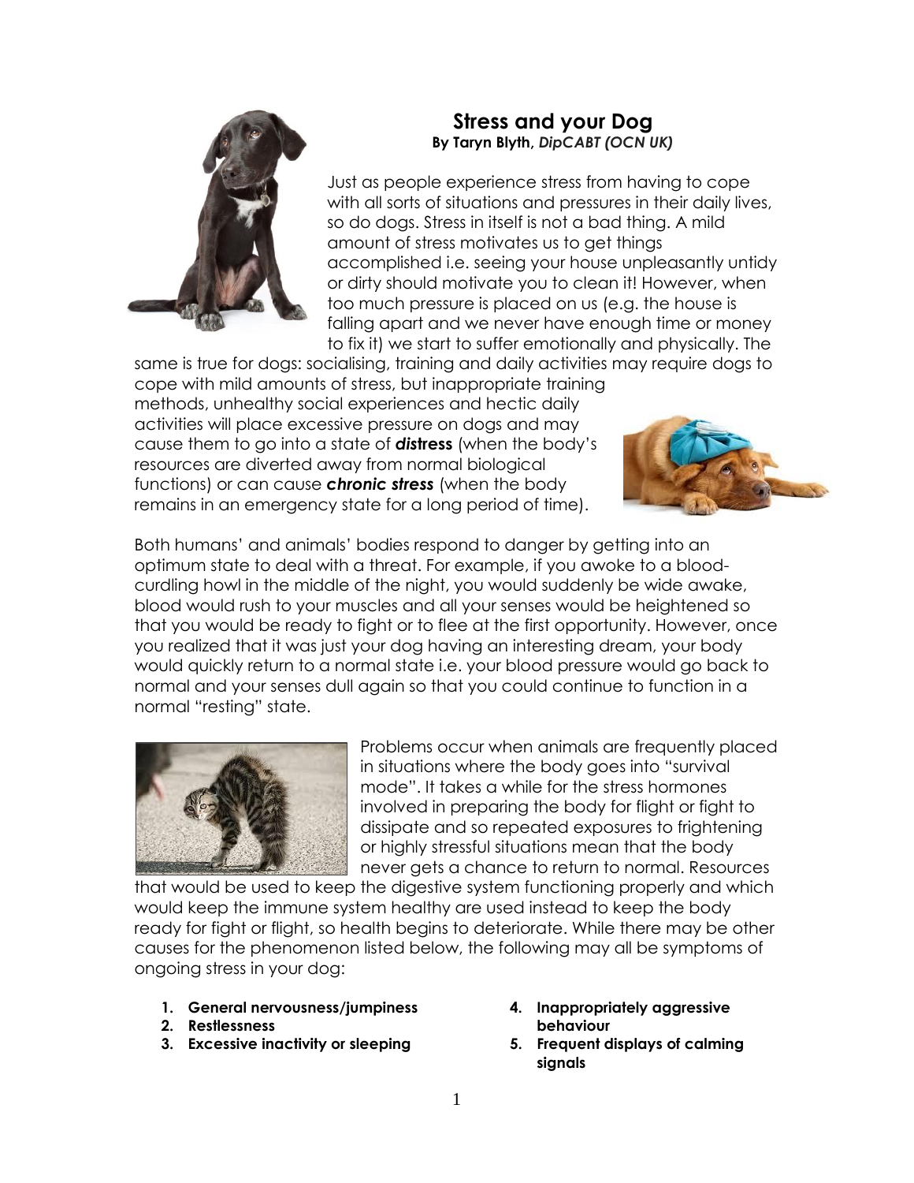# Stress and your Dog

**By Taryn Blyth, *DipCABT (OCN UK)***

Just as people experience stress from having to cope with all sorts of situations and pressures in their daily lives, so do dogs. Stress in itself is not a bad thing. A mild amount of stress motivates us to get things accomplished i.e. seeing your house unpleasantly untidy or dirty should motivate you to clean it! However, when too much pressure is placed on us (e.g. the house is falling apart and we never have enough time or money to fix it) we start to suffer emotionally and physically. The same is true for dogs: socialising, training and daily activities may require dogs to cope with mild amounts of stress, but inappropriate training methods, unhealthy social experiences and hectic daily activities will place excessive pressure on dogs and may cause them to go into a state of ***distress*** (when the body's resources are diverted away from normal biological functions) or can cause ***chronic stress*** (when the body remains in an emergency state for a long period of time).

Both humans' and animals' bodies respond to danger by getting into an optimum state to deal with a threat. For example, if you awoke to a blood-curdling howl in the middle of the night, you would suddenly be wide awake, blood would rush to your muscles and all your senses would be heightened so that you would be ready to fight or to flee at the first opportunity. However, once you realized that it was just your dog having an interesting dream, your body would quickly return to a normal state i.e. your blood pressure would go back to normal and your senses dull again so that you could continue to function in a normal "resting" state.

Problems occur when animals are frequently placed in situations where the body goes into "survival mode". It takes a while for the stress hormones involved in preparing the body for flight or fight to dissipate and so repeated exposures to frightening or highly stressful situations mean that the body never gets a chance to return to normal. Resources that would be used to keep the digestive system functioning properly and which would keep the immune system healthy are used instead to keep the body ready for fight or flight, so health begins to deteriorate. While there may be other causes for the phenomenon listed below, the following may all be symptoms of ongoing stress in your dog:

1. **General nervousness/jumpiness**
2. **Restlessness**
3. **Excessive inactivity or sleeping**
4. **Inappropriately aggressive behaviour**
5. **Frequent displays of calming signals**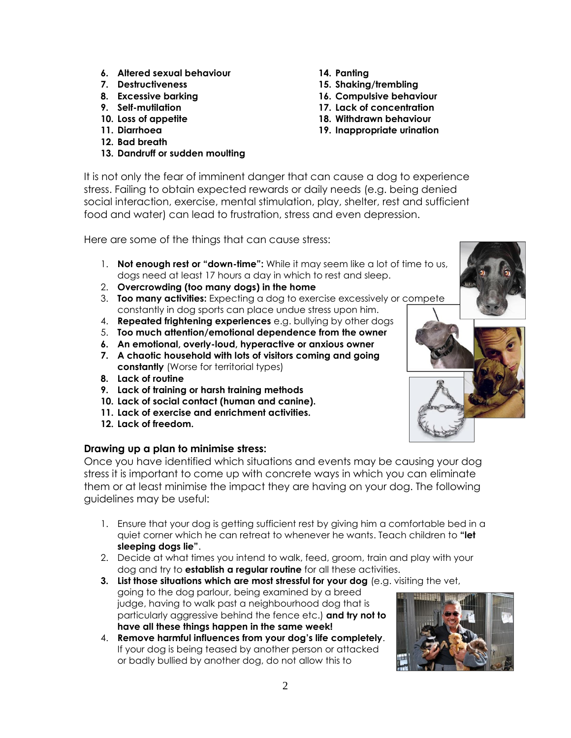6. **Altered sexual behaviour**
7. **Destructiveness**
8. **Excessive barking**
9. **Self-mutilation**
10. **Loss of appetite**
11. **Diarrhoea**
12. **Bad breath**
13. **Dandruff or sudden moulting**
14. **Panting**
15. **Shaking/trembling**
16. **Compulsive behaviour**
17. **Lack of concentration**
18. **Withdrawn behaviour**
19. **Inappropriate urination**

It is not only the fear of imminent danger that can cause a dog to experience stress. Failing to obtain expected rewards or daily needs (e.g. being denied social interaction, exercise, mental stimulation, play, shelter, rest and sufficient food and water) can lead to frustration, stress and even depression.

Here are some of the things that can cause stress:

1. **Not enough rest or "down-time":** While it may seem like a lot of time to us, dogs need at least 17 hours a day in which to rest and sleep.
2. **Overcrowding (too many dogs) in the home**
3. **Too many activities:** Expecting a dog to exercise excessively or compete constantly in dog sports can place undue stress upon him.
4. **Repeated frightening experiences** e.g. bullying by other dogs
5. **Too much attention/emotional dependence from the owner**
6. **An emotional, overly-loud, hyperactive or anxious owner**
7. **A chaotic household with lots of visitors coming and going constantly** (Worse for territorial types)
8. **Lack of routine**
9. **Lack of training or harsh training methods**
10. **Lack of social contact (human and canine).**
11. **Lack of exercise and enrichment activities.**
12. **Lack of freedom.**

### Drawing up a plan to minimise stress:

Once you have identified which situations and events may be causing your dog stress it is important to come up with concrete ways in which you can eliminate them or at least minimise the impact they are having on your dog. The following guidelines may be useful:

1. Ensure that your dog is getting sufficient rest by giving him a comfortable bed in a quiet corner which he can retreat to whenever he wants. Teach children to **"let sleeping dogs lie"**.
2. Decide at what times you intend to walk, feed, groom, train and play with your dog and try to **establish a regular routine** for all these activities.
3. **List those situations which are most stressful for your dog** (e.g. visiting the vet, going to the dog parlour, being examined by a breed judge, having to walk past a neighbourhood dog that is particularly aggressive behind the fence etc.) **and try not to have all these things happen in the same week!**
4. **Remove harmful influences from your dog's life completely**. If your dog is being teased by another person or attacked or badly bullied by another dog, do not allow this to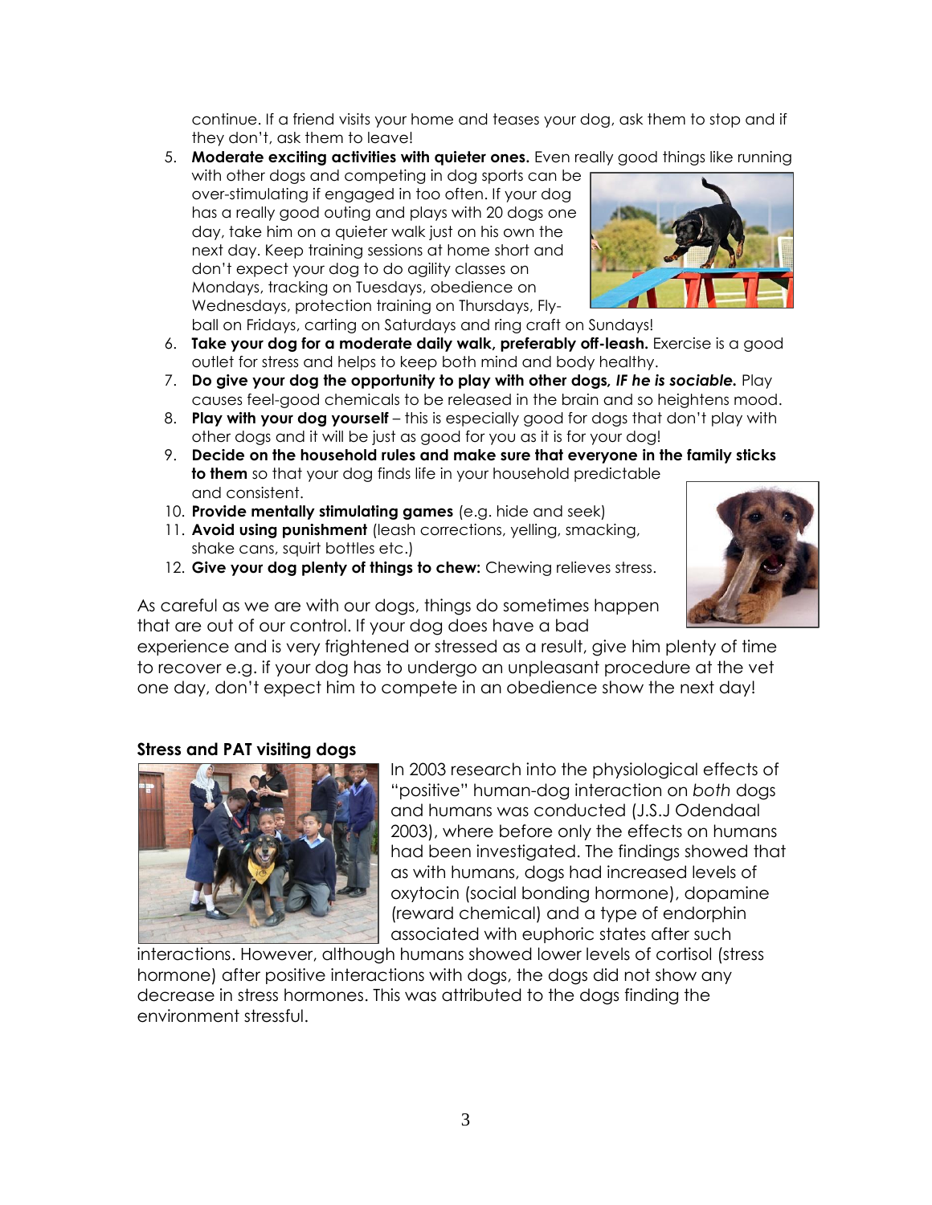continue. If a friend visits your home and teases your dog, ask them to stop and if they don't, ask them to leave!

5. **Moderate exciting activities with quieter ones.** Even really good things like running with other dogs and competing in dog sports can be over-stimulating if engaged in too often. If your dog has a really good outing and plays with 20 dogs one day, take him on a quieter walk just on his own the next day. Keep training sessions at home short and don't expect your dog to do agility classes on Mondays, tracking on Tuesdays, obedience on Wednesdays, protection training on Thursdays, Fly-ball on Fridays, carting on Saturdays and ring craft on Sundays!
6. **Take your dog for a moderate daily walk, preferably off-leash.** Exercise is a good outlet for stress and helps to keep both mind and body healthy.
7. **Do give your dog the opportunity to play with other dogs, *IF he is sociable.*** Play causes feel-good chemicals to be released in the brain and so heightens mood.
8. **Play with your dog yourself** – this is especially good for dogs that don't play with other dogs and it will be just as good for you as it is for your dog!
9. **Decide on the household rules and make sure that everyone in the family sticks to them** so that your dog finds life in your household predictable and consistent.
10. **Provide mentally stimulating games** (e.g. hide and seek)
11. **Avoid using punishment** (leash corrections, yelling, smacking, shake cans, squirt bottles etc.)
12. **Give your dog plenty of things to chew:** Chewing relieves stress.

As careful as we are with our dogs, things do sometimes happen that are out of our control. If your dog does have a bad experience and is very frightened or stressed as a result, give him plenty of time to recover e.g. if your dog has to undergo an unpleasant procedure at the vet one day, don't expect him to compete in an obedience show the next day!

**Stress and PAT visiting dogs**

In 2003 research into the physiological effects of "positive" human-dog interaction on *both* dogs and humans was conducted (J.S.J Odendaal 2003), where before only the effects on humans had been investigated. The findings showed that as with humans, dogs had increased levels of oxytocin (social bonding hormone), dopamine (reward chemical) and a type of endorphin associated with euphoric states after such interactions. However, although humans showed lower levels of cortisol (stress hormone) after positive interactions with dogs, the dogs did not show any decrease in stress hormones. This was attributed to the dogs finding the environment stressful.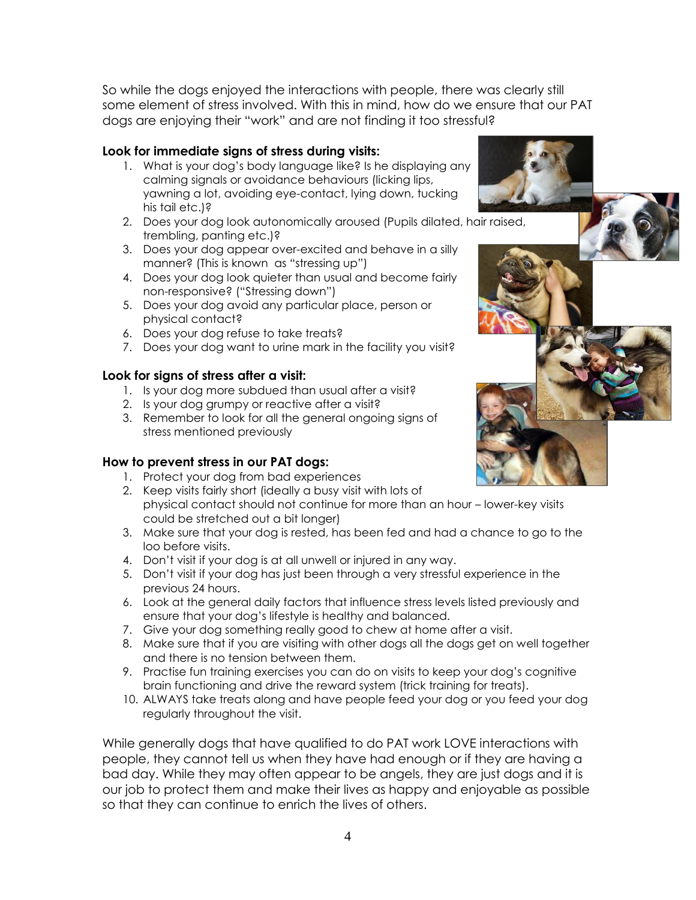So while the dogs enjoyed the interactions with people, there was clearly still some element of stress involved. With this in mind, how do we ensure that our PAT dogs are enjoying their "work" and are not finding it too stressful?

**Look for immediate signs of stress during visits:**

1. What is your dog's body language like? Is he displaying any calming signals or avoidance behaviours (licking lips, yawning a lot, avoiding eye-contact, lying down, tucking his tail etc.)?
2. Does your dog look autonomically aroused (Pupils dilated, hair raised, trembling, panting etc.)?
3. Does your dog appear over-excited and behave in a silly manner? (This is known as "stressing up")
4. Does your dog look quieter than usual and become fairly non-responsive? ("Stressing down")
5. Does your dog avoid any particular place, person or physical contact?
6. Does your dog refuse to take treats?
7. Does your dog want to urine mark in the facility you visit?

**Look for signs of stress after a visit:**

1. Is your dog more subdued than usual after a visit?
2. Is your dog grumpy or reactive after a visit?
3. Remember to look for all the general ongoing signs of stress mentioned previously

**How to prevent stress in our PAT dogs:**

1. Protect your dog from bad experiences
2. Keep visits fairly short (ideally a busy visit with lots of physical contact should not continue for more than an hour – lower-key visits could be stretched out a bit longer)
3. Make sure that your dog is rested, has been fed and had a chance to go to the loo before visits.
4. Don't visit if your dog is at all unwell or injured in any way.
5. Don't visit if your dog has just been through a very stressful experience in the previous 24 hours.
6. Look at the general daily factors that influence stress levels listed previously and ensure that your dog's lifestyle is healthy and balanced.
7. Give your dog something really good to chew at home after a visit.
8. Make sure that if you are visiting with other dogs all the dogs get on well together and there is no tension between them.
9. Practise fun training exercises you can do on visits to keep your dog's cognitive brain functioning and drive the reward system (trick training for treats).
10. ALWAYS take treats along and have people feed your dog or you feed your dog regularly throughout the visit.

While generally dogs that have qualified to do PAT work LOVE interactions with people, they cannot tell us when they have had enough or if they are having a bad day. While they may often appear to be angels, they are just dogs and it is our job to protect them and make their lives as happy and enjoyable as possible so that they can continue to enrich the lives of others.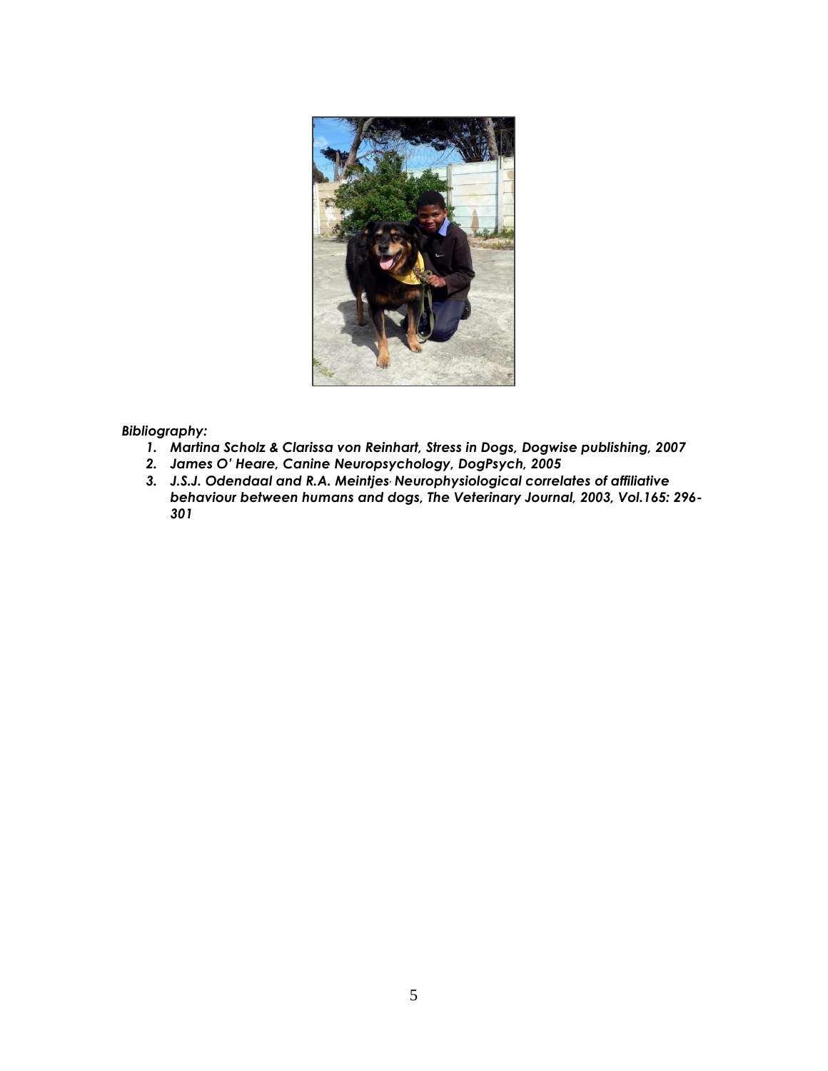***Bibliography:***

1. ***Martina Scholz & Clarissa von Reinhart, Stress in Dogs, Dogwise publishing, 2007***
2. ***James O' Heare, Canine Neuropsychology, DogPsych, 2005***
3. ***J.S.J. Odendaal and R.A. Meintjes. Neurophysiological correlates of affiliative behaviour between humans and dogs, The Veterinary Journal, 2003, Vol.165: 296-301***